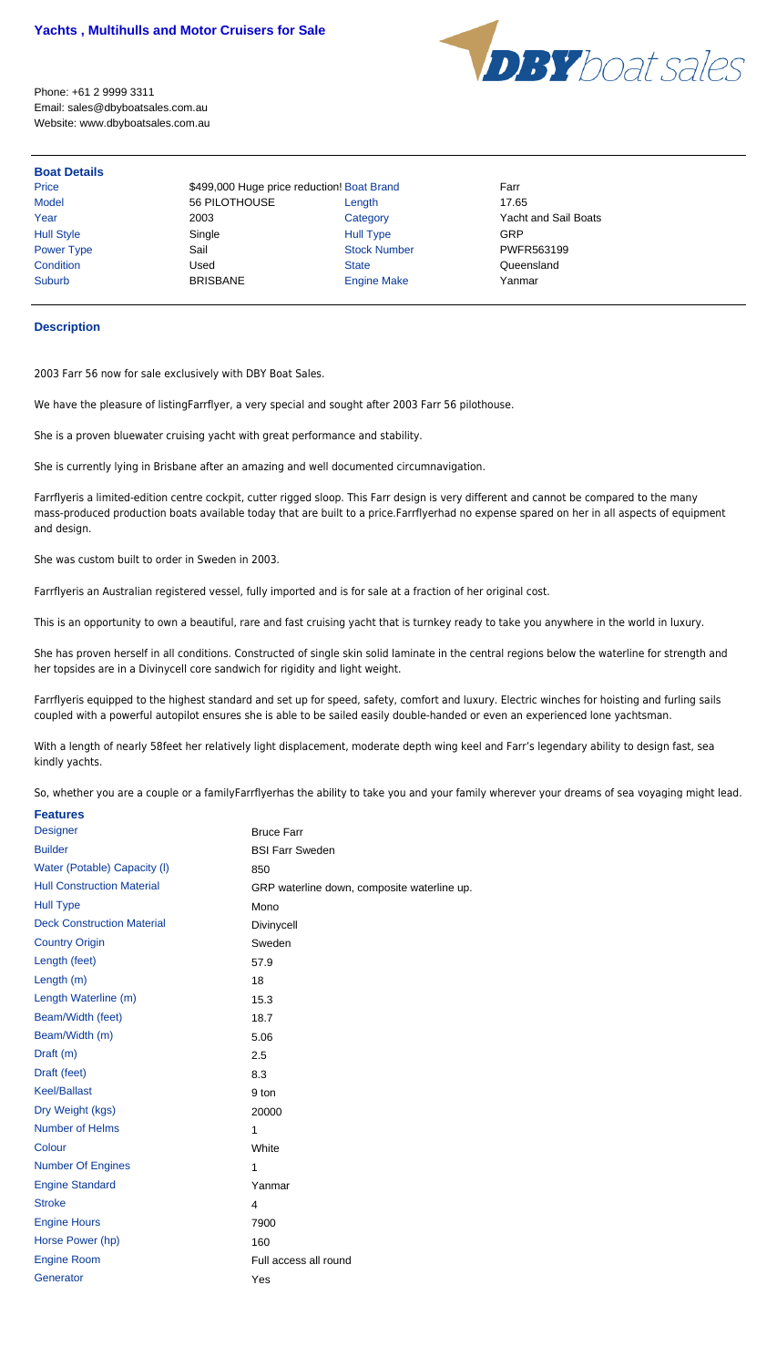## Yachts , Multihulls and Motor Cruisers for Sale

Phone: +61 2 9999 3311
Email: sales@dbyboatsales.com.au
Website: www.dbyboatsales.com.au

DBY boat sales

### Boat Details

| | | | |
|---|---|---|---|
| Price | $499,000 Huge price reduction! | Boat Brand | Farr |
| Model | 56 PILOTHOUSE | Length | 17.65 |
| Year | 2003 | Category | Yacht and Sail Boats |
| Hull Style | Single | Hull Type | GRP |
| Power Type | Sail | Stock Number | PWFR563199 |
| Condition | Used | State | Queensland |
| Suburb | BRISBANE | Engine Make | Yanmar |

### Description

2003 Farr 56 now for sale exclusively with DBY Boat Sales.

We have the pleasure of listingFarrflyer, a very special and sought after 2003 Farr 56 pilothouse.

She is a proven bluewater cruising yacht with great performance and stability.

She is currently lying in Brisbane after an amazing and well documented circumnavigation.

Farrflyeris a limited-edition centre cockpit, cutter rigged sloop. This Farr design is very different and cannot be compared to the many mass-produced production boats available today that are built to a price.Farrflyerhad no expense spared on her in all aspects of equipment and design.

She was custom built to order in Sweden in 2003.

Farrflyeris an Australian registered vessel, fully imported and is for sale at a fraction of her original cost.

This is an opportunity to own a beautiful, rare and fast cruising yacht that is turnkey ready to take you anywhere in the world in luxury.

She has proven herself in all conditions. Constructed of single skin solid laminate in the central regions below the waterline for strength and her topsides are in a Divinycell core sandwich for rigidity and light weight.

Farrflyeris equipped to the highest standard and set up for speed, safety, comfort and luxury. Electric winches for hoisting and furling sails coupled with a powerful autopilot ensures she is able to be sailed easily double-handed or even an experienced lone yachtsman.

With a length of nearly 58feet her relatively light displacement, moderate depth wing keel and Farr's legendary ability to design fast, sea kindly yachts.

So, whether you are a couple or a familyFarrflyerhas the ability to take you and your family wherever your dreams of sea voyaging might lead.

### Features

| | |
|---|---|
| Designer | Bruce Farr |
| Builder | BSI Farr Sweden |
| Water (Potable) Capacity (l) | 850 |
| Hull Construction Material | GRP waterline down, composite waterline up. |
| Hull Type | Mono |
| Deck Construction Material | Divinycell |
| Country Origin | Sweden |
| Length (feet) | 57.9 |
| Length (m) | 18 |
| Length Waterline (m) | 15.3 |
| Beam/Width (feet) | 18.7 |
| Beam/Width (m) | 5.06 |
| Draft (m) | 2.5 |
| Draft (feet) | 8.3 |
| Keel/Ballast | 9 ton |
| Dry Weight (kgs) | 20000 |
| Number of Helms | 1 |
| Colour | White |
| Number Of Engines | 1 |
| Engine Standard | Yanmar |
| Stroke | 4 |
| Engine Hours | 7900 |
| Horse Power (hp) | 160 |
| Engine Room | Full access all round |
| Generator | Yes |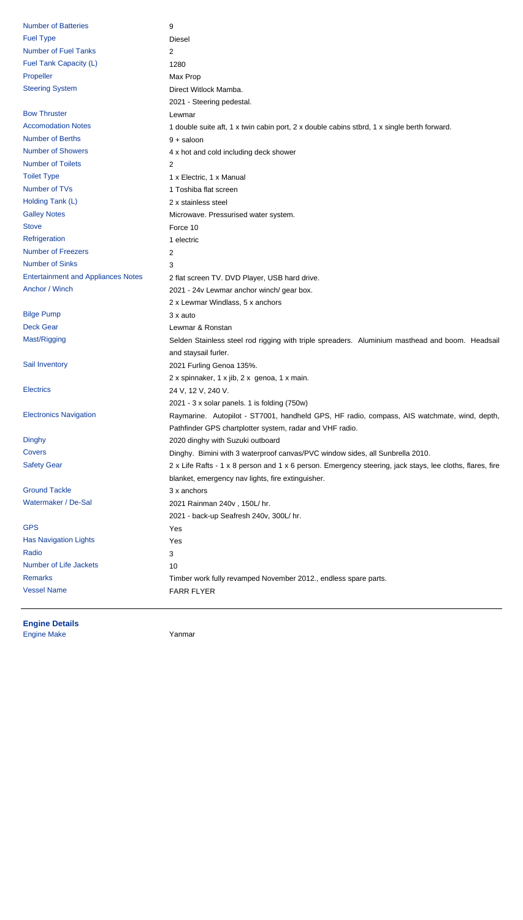| | |
|---|---|
| Number of Batteries | 9 |
| Fuel Type | Diesel |
| Number of Fuel Tanks | 2 |
| Fuel Tank Capacity (L) | 1280 |
| Propeller | Max Prop |
| Steering System | Direct Witlock Mamba.<br>2021 - Steering pedestal. |
| Bow Thruster | Lewmar |
| Accomodation Notes | 1 double suite aft, 1 x twin cabin port, 2 x double cabins stbrd, 1 x single berth forward. |
| Number of Berths | 9 + saloon |
| Number of Showers | 4 x hot and cold including deck shower |
| Number of Toilets | 2 |
| Toilet Type | 1 x Electric, 1 x Manual |
| Number of TVs | 1 Toshiba flat screen |
| Holding Tank (L) | 2 x stainless steel |
| Galley Notes | Microwave. Pressurised water system. |
| Stove | Force 10 |
| Refrigeration | 1 electric |
| Number of Freezers | 2 |
| Number of Sinks | 3 |
| Entertainment and Appliances Notes | 2 flat screen TV. DVD Player, USB hard drive. |
| Anchor / Winch | 2021 - 24v Lewmar anchor winch/ gear box.<br>2 x Lewmar Windlass, 5 x anchors |
| Bilge Pump | 3 x auto |
| Deck Gear | Lewmar & Ronstan |
| Mast/Rigging | Selden Stainless steel rod rigging with triple spreaders. Aluminium masthead and boom. Headsail and staysail furler. |
| Sail Inventory | 2021 Furling Genoa 135%.<br>2 x spinnaker, 1 x jib, 2 x genoa, 1 x main. |
| Electrics | 24 V, 12 V, 240 V.<br>2021 - 3 x solar panels. 1 is folding (750w) |
| Electronics Navigation | Raymarine. Autopilot - ST7001, handheld GPS, HF radio, compass, AIS watchmate, wind, depth, Pathfinder GPS chartplotter system, radar and VHF radio. |
| Dinghy | 2020 dinghy with Suzuki outboard |
| Covers | Dinghy. Bimini with 3 waterproof canvas/PVC window sides, all Sunbrella 2010. |
| Safety Gear | 2 x Life Rafts - 1 x 8 person and 1 x 6 person. Emergency steering, jack stays, lee cloths, flares, fire blanket, emergency nav lights, fire extinguisher. |
| Ground Tackle | 3 x anchors |
| Watermaker / De-Sal | 2021 Rainman 240v , 150L/ hr.<br>2021 - back-up Seafresh 240v, 300L/ hr. |
| GPS | Yes |
| Has Navigation Lights | Yes |
| Radio | 3 |
| Number of Life Jackets | 10 |
| Remarks | Timber work fully revamped November 2012., endless spare parts. |
| Vessel Name | FARR FLYER |

## Engine Details

| | |
|---|---|
| Engine Make | Yanmar |